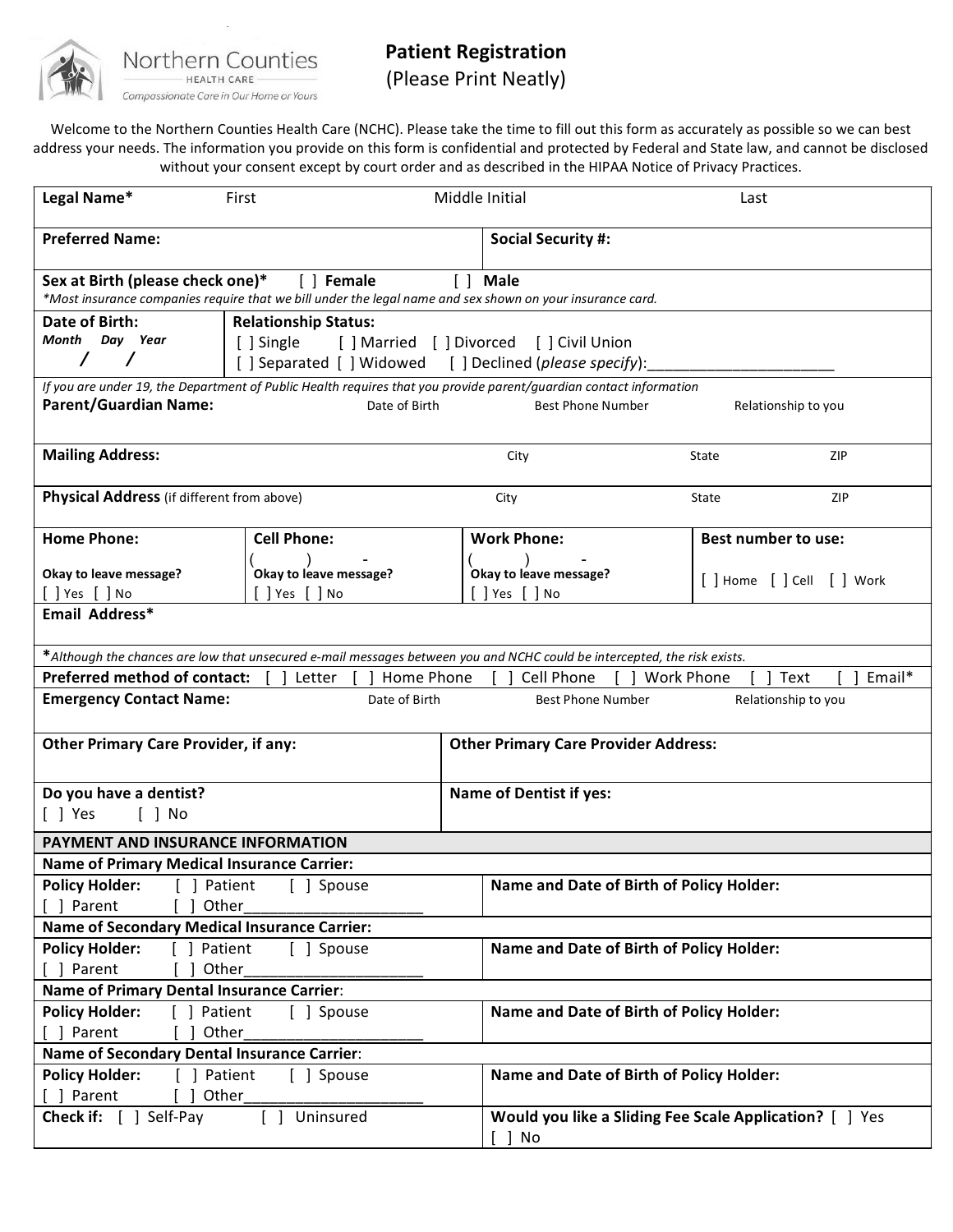Northern Counties
HEALTH CARE
*Compassionate Care in Our Home or Yours*

# Patient Registration

(Please Print Neatly)

Welcome to the Northern Counties Health Care (NCHC). Please take the time to fill out this form as accurately as possible so we can best address your needs. The information you provide on this form is confidential and protected by Federal and State law, and cannot be disclosed without your consent except by court order and as described in the HIPAA Notice of Privacy Practices.

| **Legal Name*** First | Middle Initial | Last |
|---|---|---|
| | | |

| **Preferred Name:** | **Social Security #:** |
|---|---|
| | |

**Sex at Birth (please check one)*** [ ] **Female** [ ] **Male**

*\*Most insurance companies require that we bill under the legal name and sex shown on your insurance card.*

| **Date of Birth:** *Month Day Year* / / | **Relationship Status:** [ ] Single [ ] Married [ ] Divorced [ ] Civil Union [ ] Separated [ ] Widowed [ ] Declined (*please specify*):_____________________ |
|---|---|

*If you are under 19, the Department of Public Health requires that you provide parent/guardian contact information*

| **Parent/Guardian Name:** | Date of Birth | Best Phone Number | Relationship to you |
|---|---|---|---|
| | | | |

| **Mailing Address:** | City | State | ZIP |
|---|---|---|---|
| | | | |

| **Physical Address** (if different from above) | City | State | ZIP |
|---|---|---|---|
| | | | |

| **Home Phone:** | **Cell Phone:** | **Work Phone:** | **Best number to use:** |
|---|---|---|---|
| | ( ) - | ( ) - | |
| **Okay to leave message?** [ ] Yes [ ] No | **Okay to leave message?** [ ] Yes [ ] No | **Okay to leave message?** [ ] Yes [ ] No | [ ] Home [ ] Cell [ ] Work |

**Email Address***

*\*Although the chances are low that unsecured e-mail messages between you and NCHC could be intercepted, the risk exists.*

**Preferred method of contact:** [ ] Letter [ ] Home Phone [ ] Cell Phone [ ] Work Phone [ ] Text [ ] Email*

| **Emergency Contact Name:** | Date of Birth | Best Phone Number | Relationship to you |
|---|---|---|---|
| | | | |

| **Other Primary Care Provider, if any:** | **Other Primary Care Provider Address:** |
|---|---|
| | |
| **Do you have a dentist?** [ ] Yes [ ] No | **Name of Dentist if yes:** |

## PAYMENT AND INSURANCE INFORMATION

**Name of Primary Medical Insurance Carrier:**

| **Policy Holder:** [ ] Patient [ ] Spouse [ ] Parent [ ] Other_____________________ | **Name and Date of Birth of Policy Holder:** |
|---|---|

**Name of Secondary Medical Insurance Carrier:**

| **Policy Holder:** [ ] Patient [ ] Spouse [ ] Parent [ ] Other_____________________ | **Name and Date of Birth of Policy Holder:** |
|---|---|

**Name of Primary Dental Insurance Carrier**:

| **Policy Holder:** [ ] Patient [ ] Spouse [ ] Parent [ ] Other_____________________ | **Name and Date of Birth of Policy Holder:** |
|---|---|

**Name of Secondary Dental Insurance Carrier**:

| **Policy Holder:** [ ] Patient [ ] Spouse [ ] Parent [ ] Other_____________________ | **Name and Date of Birth of Policy Holder:** |
|---|---|
| **Check if:** [ ] Self-Pay [ ] Uninsured | **Would you like a Sliding Fee Scale Application?** [ ] Yes [ ] No |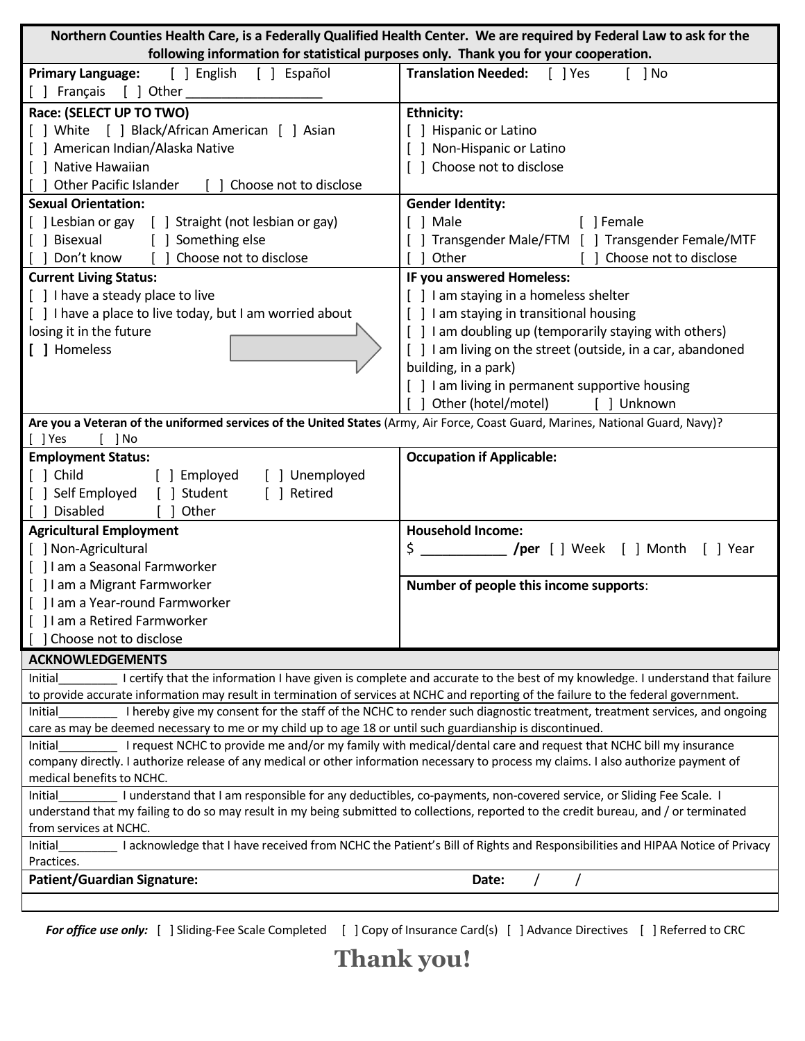**Northern Counties Health Care, is a Federally Qualified Health Center. We are required by Federal Law to ask for the following information for statistical purposes only. Thank you for your cooperation.**

| | |
|---|---|
| **Primary Language:** [ ] English [ ] Español [ ] Français [ ] Other ___________________ | **Translation Needed:** [ ] Yes [ ] No |
| **Race: (SELECT UP TO TWO)** [ ] White [ ] Black/African American [ ] Asian [ ] American Indian/Alaska Native [ ] Native Hawaiian [ ] Other Pacific Islander [ ] Choose not to disclose | **Ethnicity:** [ ] Hispanic or Latino [ ] Non-Hispanic or Latino [ ] Choose not to disclose |
| **Sexual Orientation:** [ ] Lesbian or gay [ ] Straight (not lesbian or gay) [ ] Bisexual [ ] Something else [ ] Don't know [ ] Choose not to disclose | **Gender Identity:** [ ] Male [ ] Female [ ] Transgender Male/FTM [ ] Transgender Female/MTF [ ] Other [ ] Choose not to disclose |
| **Current Living Status:** [ ] I have a steady place to live [ ] I have a place to live today, but I am worried about losing it in the future **[ ]** Homeless | **IF you answered Homeless:** [ ] I am staying in a homeless shelter [ ] I am staying in transitional housing [ ] I am doubling up (temporarily staying with others) [ ] I am living on the street (outside, in a car, abandoned building, in a park) [ ] I am living in permanent supportive housing [ ] Other (hotel/motel) [ ] Unknown |

**Are you a Veteran of the uniformed services of the United States** (Army, Air Force, Coast Guard, Marines, National Guard, Navy)?
[ ] Yes [ ] No

| | |
|---|---|
| **Employment Status:** [ ] Child [ ] Employed [ ] Unemployed [ ] Self Employed [ ] Student [ ] Retired [ ] Disabled [ ] Other | **Occupation if Applicable:** |
| **Agricultural Employment** [ ] Non-Agricultural [ ] I am a Seasonal Farmworker [ ] I am a Migrant Farmworker [ ] I am a Year-round Farmworker [ ] I am a Retired Farmworker [ ] Choose not to disclose | **Household Income:** $ ____________ **/per** [ ] Week [ ] Month [ ] Year **Number of people this income supports**: |

**ACKNOWLEDGEMENTS**

Initial_________ I certify that the information I have given is complete and accurate to the best of my knowledge. I understand that failure to provide accurate information may result in termination of services at NCHC and reporting of the failure to the federal government.

Initial_________ I hereby give my consent for the staff of the NCHC to render such diagnostic treatment, treatment services, and ongoing care as may be deemed necessary to me or my child up to age 18 or until such guardianship is discontinued.

Initial_________ I request NCHC to provide me and/or my family with medical/dental care and request that NCHC bill my insurance company directly. I authorize release of any medical or other information necessary to process my claims. I also authorize payment of medical benefits to NCHC.

Initial_________ I understand that I am responsible for any deductibles, co-payments, non-covered service, or Sliding Fee Scale. I understand that my failing to do so may result in my being submitted to collections, reported to the credit bureau, and / or terminated from services at NCHC.

Initial_________ I acknowledge that I have received from NCHC the Patient's Bill of Rights and Responsibilities and HIPAA Notice of Privacy Practices.

**Patient/Guardian Signature:** **Date:** / /

***For office use only:*** [ ] Sliding-Fee Scale Completed [ ] Copy of Insurance Card(s) [ ] Advance Directives [ ] Referred to CRC

# Thank you!